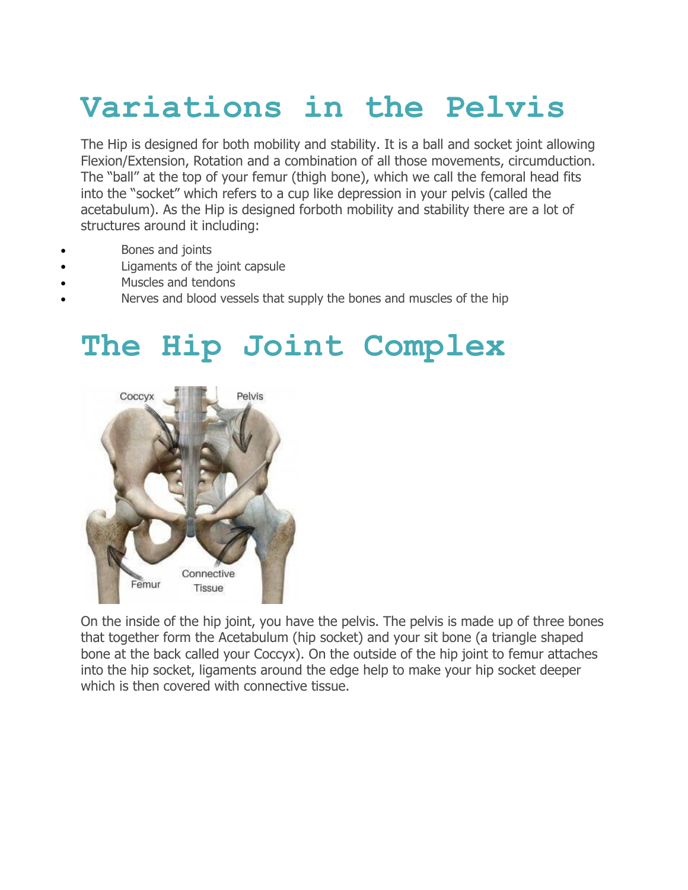# Variations in the Pelvis

The Hip is designed for both mobility and stability. It is a ball and socket joint allowing Flexion/Extension, Rotation and a combination of all those movements, circumduction. The "ball" at the top of your femur (thigh bone), which we call the femoral head fits into the "socket" which refers to a cup like depression in your pelvis (called the acetabulum). As the Hip is designed forboth mobility and stability there are a lot of structures around it including:

- Bones and joints
- Ligaments of the joint capsule
- Muscles and tendons
- Nerves and blood vessels that supply the bones and muscles of the hip

# The Hip Joint Complex

Coccyx

Pelvis

Femur

Connective Tissue

On the inside of the hip joint, you have the pelvis. The pelvis is made up of three bones that together form the Acetabulum (hip socket) and your sit bone (a triangle shaped bone at the back called your Coccyx). On the outside of the hip joint to femur attaches into the hip socket, ligaments around the edge help to make your hip socket deeper which is then covered with connective tissue.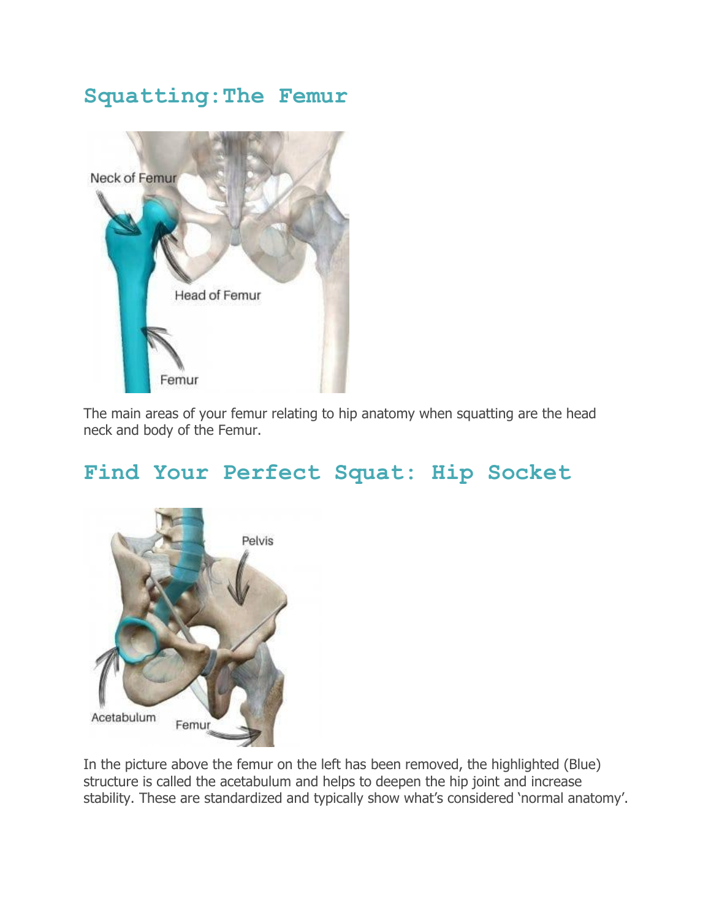## Squatting:The Femur

The main areas of your femur relating to hip anatomy when squatting are the head neck and body of the Femur.

## Find Your Perfect Squat: Hip Socket

In the picture above the femur on the left has been removed, the highlighted (Blue) structure is called the acetabulum and helps to deepen the hip joint and increase stability. These are standardized and typically show what's considered 'normal anatomy'.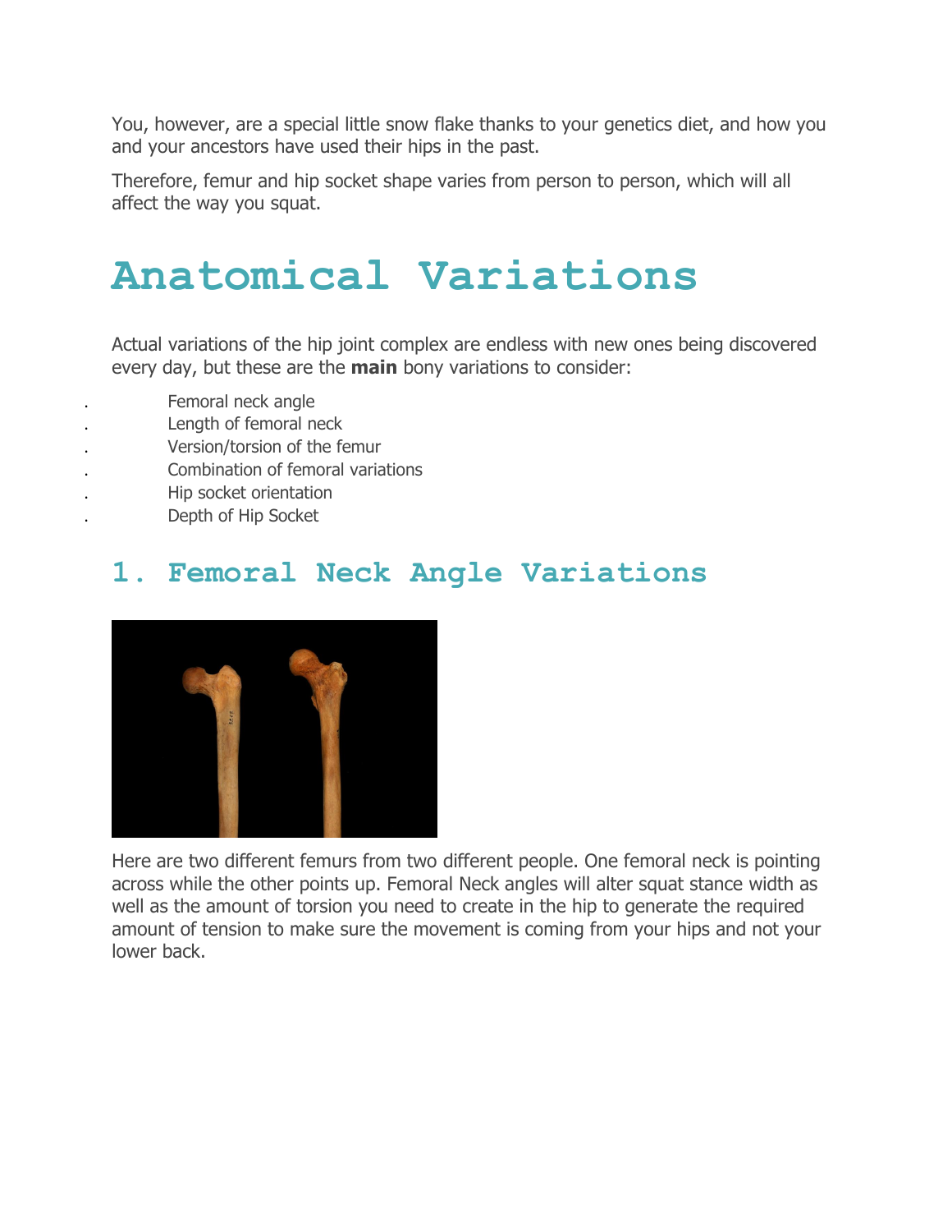You, however, are a special little snow flake thanks to your genetics diet, and how you and your ancestors have used their hips in the past.

Therefore, femur and hip socket shape varies from person to person, which will all affect the way you squat.

# Anatomical Variations

Actual variations of the hip joint complex are endless with new ones being discovered every day, but these are the **main** bony variations to consider:

- Femoral neck angle
- Length of femoral neck
- Version/torsion of the femur
- Combination of femoral variations
- Hip socket orientation
- Depth of Hip Socket

## 1. Femoral Neck Angle Variations

Here are two different femurs from two different people. One femoral neck is pointing across while the other points up. Femoral Neck angles will alter squat stance width as well as the amount of torsion you need to create in the hip to generate the required amount of tension to make sure the movement is coming from your hips and not your lower back.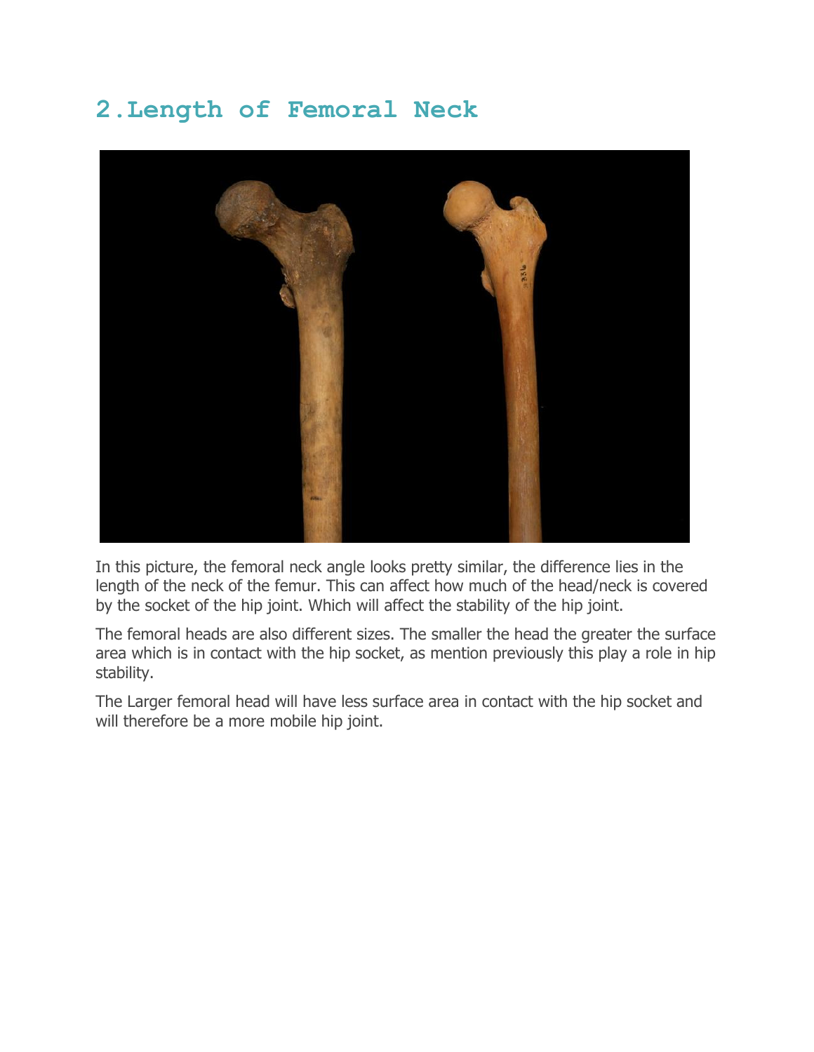## 2.Length of Femoral Neck

In this picture, the femoral neck angle looks pretty similar, the difference lies in the length of the neck of the femur. This can affect how much of the head/neck is covered by the socket of the hip joint. Which will affect the stability of the hip joint.

The femoral heads are also different sizes. The smaller the head the greater the surface area which is in contact with the hip socket, as mention previously this play a role in hip stability.

The Larger femoral head will have less surface area in contact with the hip socket and will therefore be a more mobile hip joint.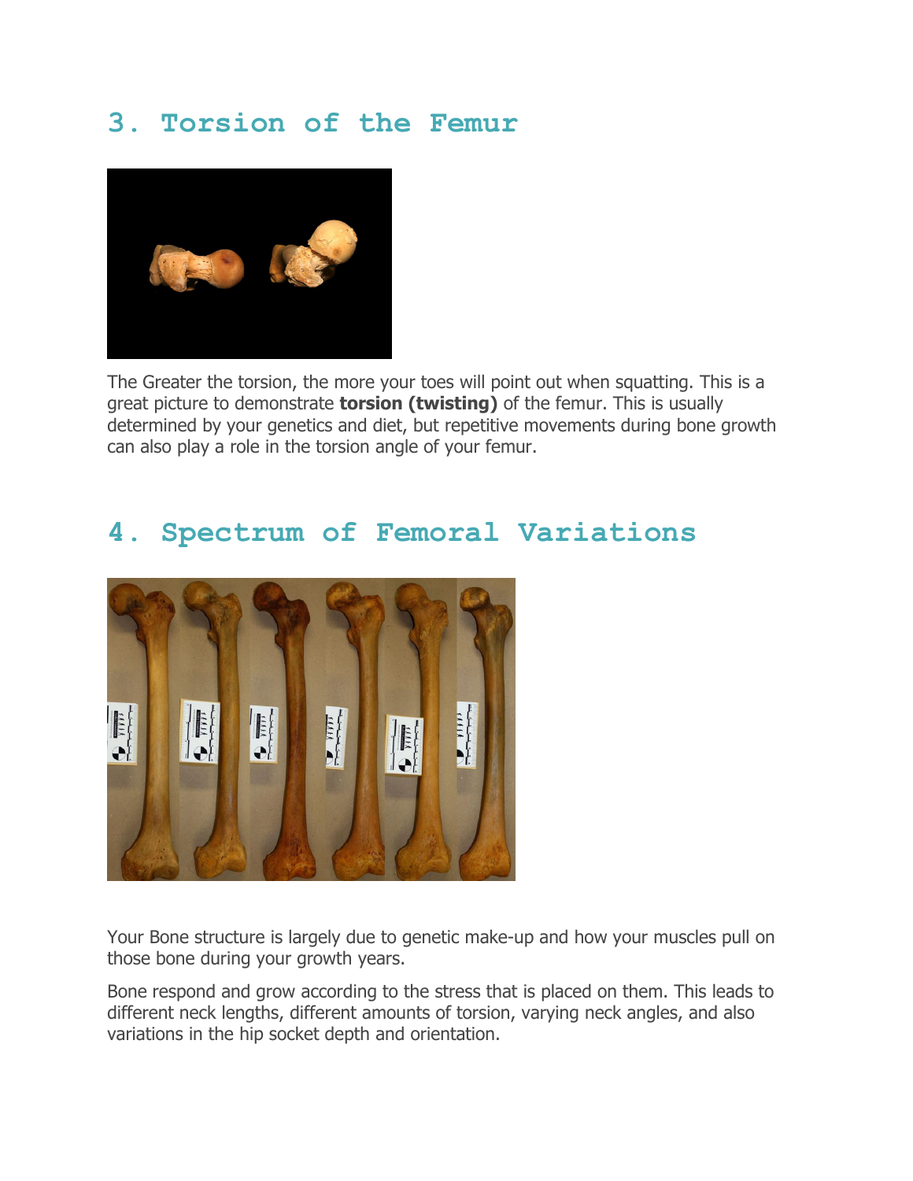## 3. Torsion of the Femur

The Greater the torsion, the more your toes will point out when squatting. This is a great picture to demonstrate **torsion (twisting)** of the femur. This is usually determined by your genetics and diet, but repetitive movements during bone growth can also play a role in the torsion angle of your femur.

## 4. Spectrum of Femoral Variations

Your Bone structure is largely due to genetic make-up and how your muscles pull on those bone during your growth years.

Bone respond and grow according to the stress that is placed on them. This leads to different neck lengths, different amounts of torsion, varying neck angles, and also variations in the hip socket depth and orientation.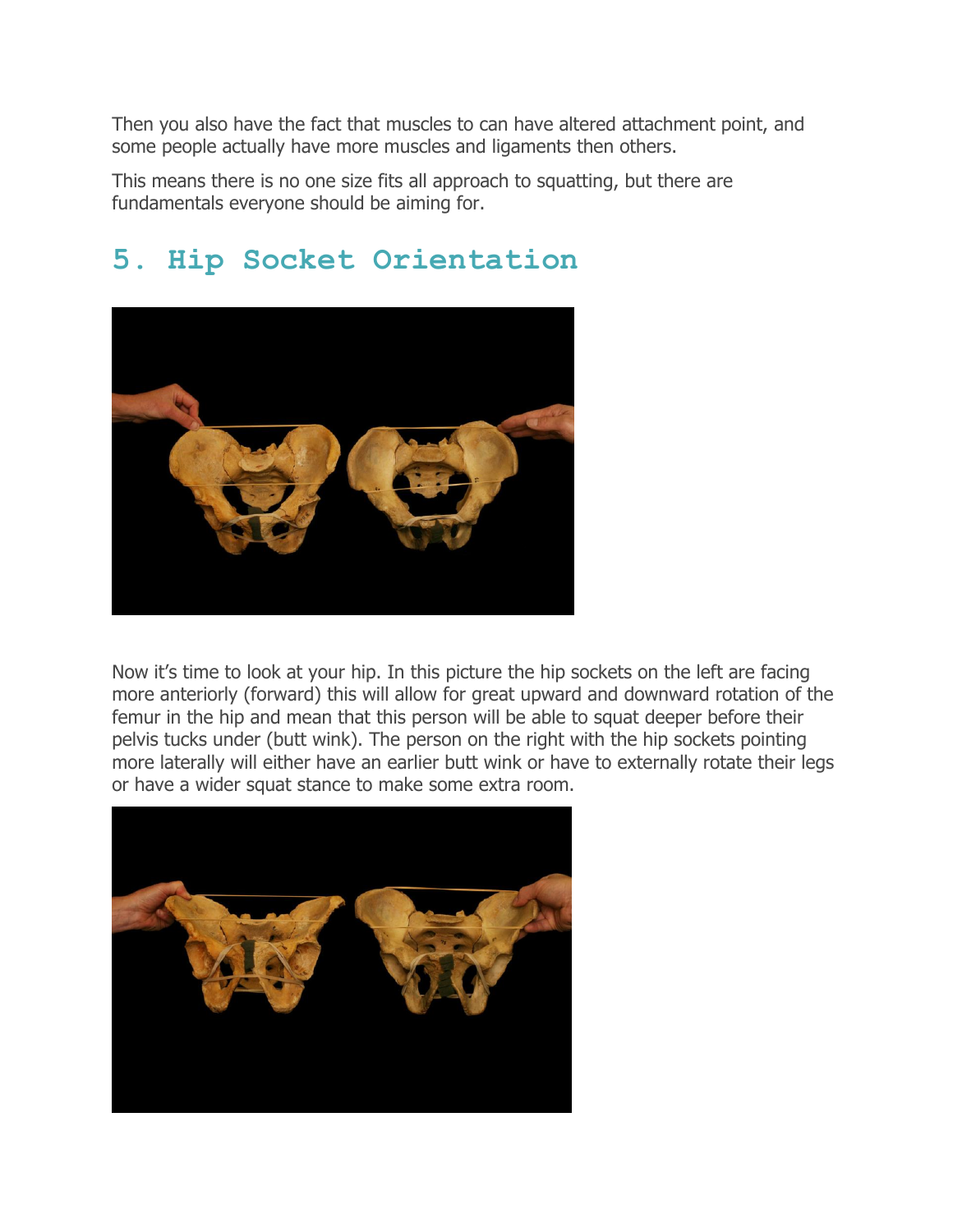Then you also have the fact that muscles to can have altered attachment point, and some people actually have more muscles and ligaments then others.

This means there is no one size fits all approach to squatting, but there are fundamentals everyone should be aiming for.

## 5. Hip Socket Orientation

Now it's time to look at your hip. In this picture the hip sockets on the left are facing more anteriorly (forward) this will allow for great upward and downward rotation of the femur in the hip and mean that this person will be able to squat deeper before their pelvis tucks under (butt wink). The person on the right with the hip sockets pointing more laterally will either have an earlier butt wink or have to externally rotate their legs or have a wider squat stance to make some extra room.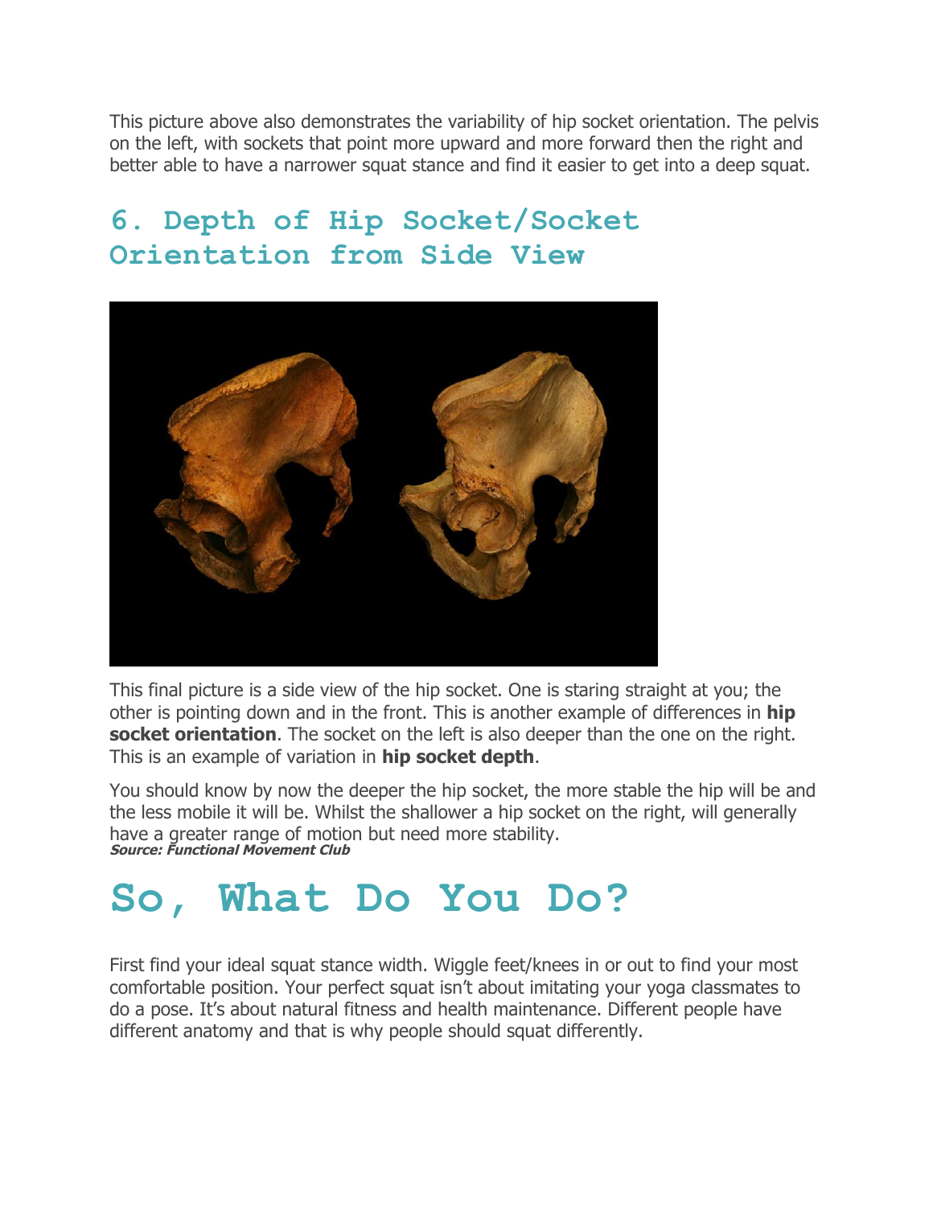This picture above also demonstrates the variability of hip socket orientation. The pelvis on the left, with sockets that point more upward and more forward then the right and better able to have a narrower squat stance and find it easier to get into a deep squat.

## 6. Depth of Hip Socket/Socket Orientation from Side View

This final picture is a side view of the hip socket. One is staring straight at you; the other is pointing down and in the front. This is another example of differences in **hip socket orientation**. The socket on the left is also deeper than the one on the right. This is an example of variation in **hip socket depth**.

You should know by now the deeper the hip socket, the more stable the hip will be and the less mobile it will be. Whilst the shallower a hip socket on the right, will generally have a greater range of motion but need more stability.

***Source: Functional Movement Club***

# So, What Do You Do?

First find your ideal squat stance width. Wiggle feet/knees in or out to find your most comfortable position. Your perfect squat isn't about imitating your yoga classmates to do a pose. It's about natural fitness and health maintenance. Different people have different anatomy and that is why people should squat differently.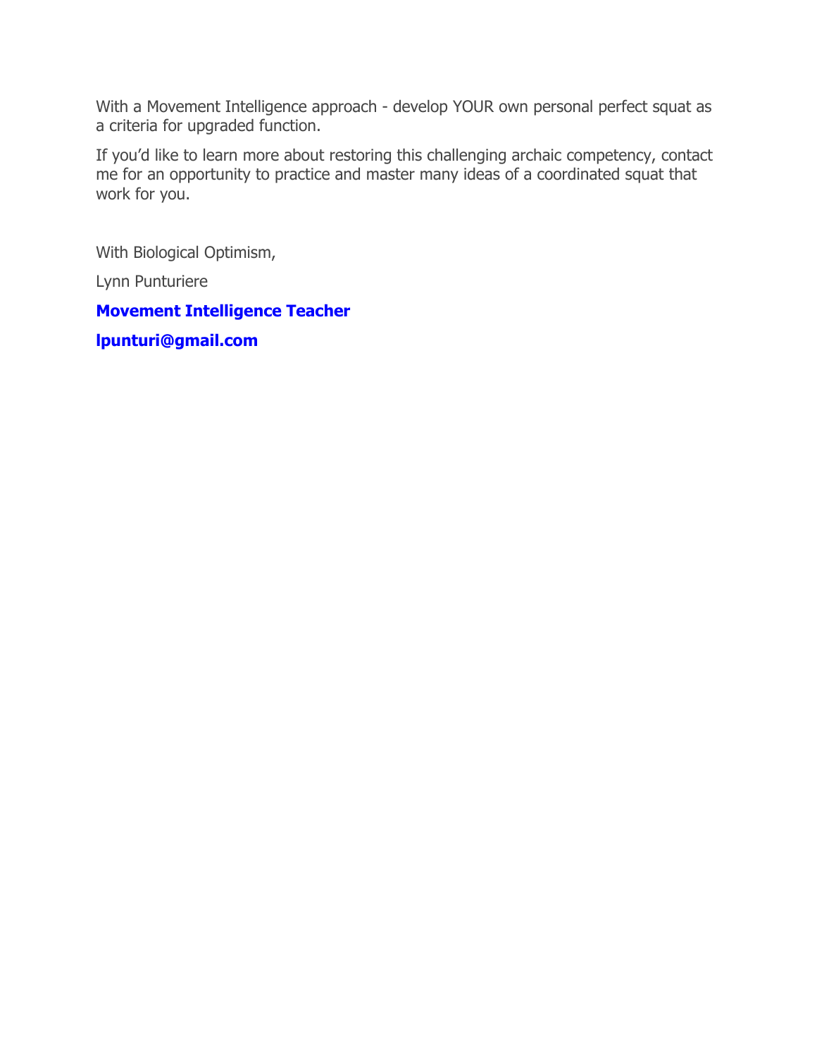With a Movement Intelligence approach - develop YOUR own personal perfect squat as a criteria for upgraded function.

If you'd like to learn more about restoring this challenging archaic competency, contact me for an opportunity to practice and master many ideas of a coordinated squat that work for you.

With Biological Optimism,

Lynn Punturiere

**Movement Intelligence Teacher**

**lpunturi@gmail.com**